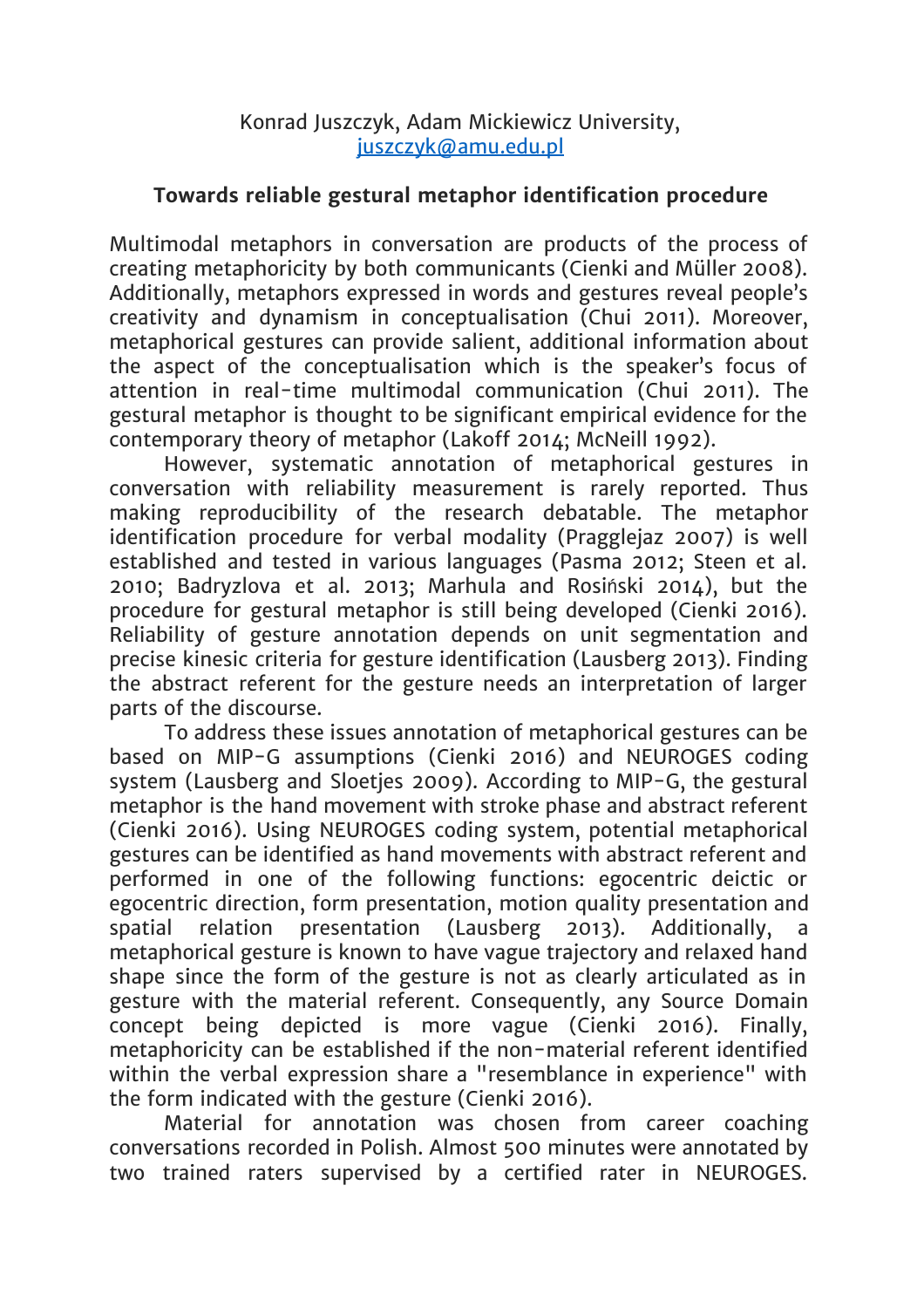Konrad Juszczyk, Adam Mickiewicz University,
juszczyk@amu.edu.pl

**Towards reliable gestural metaphor identification procedure**

Multimodal metaphors in conversation are products of the process of creating metaphoricity by both communicants (Cienki and Müller 2008). Additionally, metaphors expressed in words and gestures reveal people's creativity and dynamism in conceptualisation (Chui 2011). Moreover, metaphorical gestures can provide salient, additional information about the aspect of the conceptualisation which is the speaker's focus of attention in real-time multimodal communication (Chui 2011). The gestural metaphor is thought to be significant empirical evidence for the contemporary theory of metaphor (Lakoff 2014; McNeill 1992).

However, systematic annotation of metaphorical gestures in conversation with reliability measurement is rarely reported. Thus making reproducibility of the research debatable. The metaphor identification procedure for verbal modality (Pragglejaz 2007) is well established and tested in various languages (Pasma 2012; Steen et al. 2010; Badryzlova et al. 2013; Marhula and Rosiński 2014), but the procedure for gestural metaphor is still being developed (Cienki 2016). Reliability of gesture annotation depends on unit segmentation and precise kinesic criteria for gesture identification (Lausberg 2013). Finding the abstract referent for the gesture needs an interpretation of larger parts of the discourse.

To address these issues annotation of metaphorical gestures can be based on MIP-G assumptions (Cienki 2016) and NEUROGES coding system (Lausberg and Sloetjes 2009). According to MIP-G, the gestural metaphor is the hand movement with stroke phase and abstract referent (Cienki 2016). Using NEUROGES coding system, potential metaphorical gestures can be identified as hand movements with abstract referent and performed in one of the following functions: egocentric deictic or egocentric direction, form presentation, motion quality presentation and spatial relation presentation (Lausberg 2013). Additionally, a metaphorical gesture is known to have vague trajectory and relaxed hand shape since the form of the gesture is not as clearly articulated as in gesture with the material referent. Consequently, any Source Domain concept being depicted is more vague (Cienki 2016). Finally, metaphoricity can be established if the non-material referent identified within the verbal expression share a "resemblance in experience" with the form indicated with the gesture (Cienki 2016).

Material for annotation was chosen from career coaching conversations recorded in Polish. Almost 500 minutes were annotated by two trained raters supervised by a certified rater in NEUROGES.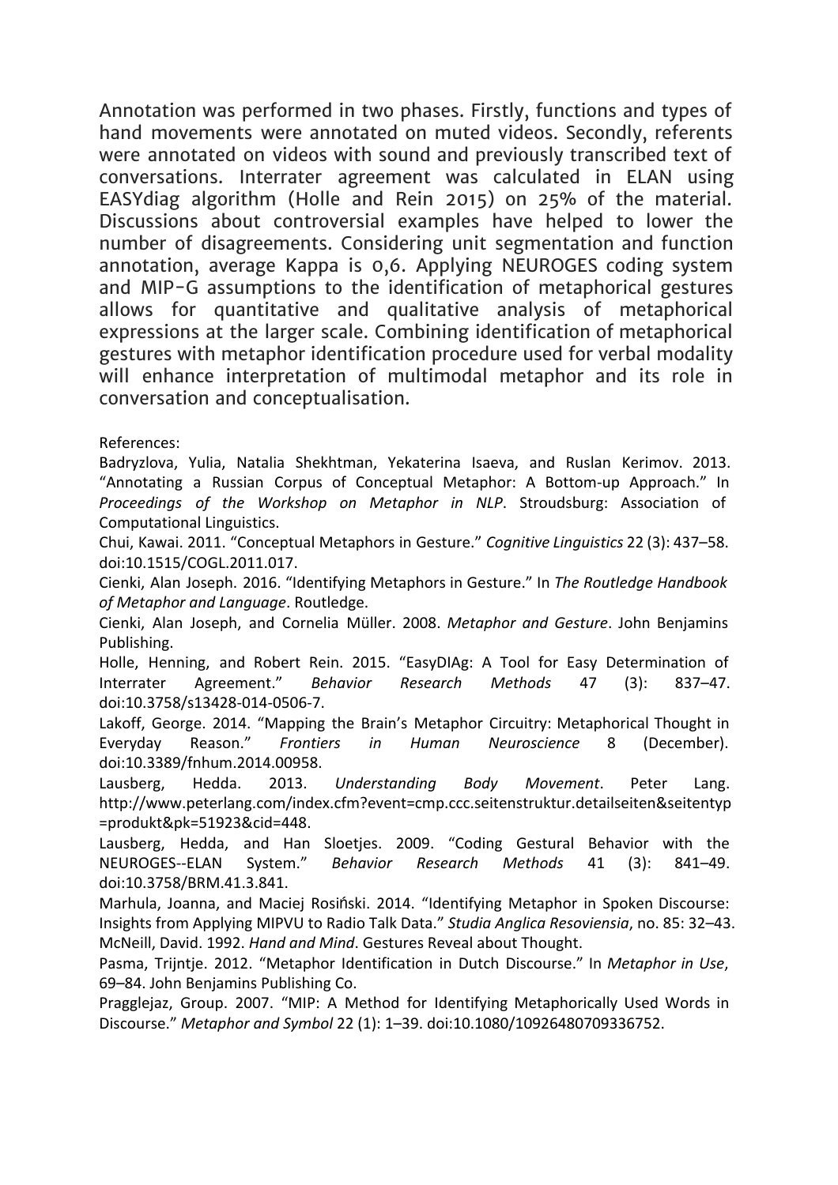Annotation was performed in two phases. Firstly, functions and types of hand movements were annotated on muted videos. Secondly, referents were annotated on videos with sound and previously transcribed text of conversations. Interrater agreement was calculated in ELAN using EASYdiag algorithm (Holle and Rein 2015) on 25% of the material. Discussions about controversial examples have helped to lower the number of disagreements. Considering unit segmentation and function annotation, average Kappa is 0,6. Applying NEUROGES coding system and MIP-G assumptions to the identification of metaphorical gestures allows for quantitative and qualitative analysis of metaphorical expressions at the larger scale. Combining identification of metaphorical gestures with metaphor identification procedure used for verbal modality will enhance interpretation of multimodal metaphor and its role in conversation and conceptualisation.

References:

Badryzlova, Yulia, Natalia Shekhtman, Yekaterina Isaeva, and Ruslan Kerimov. 2013. "Annotating a Russian Corpus of Conceptual Metaphor: A Bottom-up Approach." In *Proceedings of the Workshop on Metaphor in NLP*. Stroudsburg: Association of Computational Linguistics.

Chui, Kawai. 2011. "Conceptual Metaphors in Gesture." *Cognitive Linguistics* 22 (3): 437–58. doi:10.1515/COGL.2011.017.

Cienki, Alan Joseph. 2016. "Identifying Metaphors in Gesture." In *The Routledge Handbook of Metaphor and Language*. Routledge.

Cienki, Alan Joseph, and Cornelia Müller. 2008. *Metaphor and Gesture*. John Benjamins Publishing.

Holle, Henning, and Robert Rein. 2015. "EasyDIAg: A Tool for Easy Determination of Interrater Agreement." *Behavior Research Methods* 47 (3): 837–47. doi:10.3758/s13428-014-0506-7.

Lakoff, George. 2014. "Mapping the Brain's Metaphor Circuitry: Metaphorical Thought in Everyday Reason." *Frontiers in Human Neuroscience* 8 (December). doi:10.3389/fnhum.2014.00958.

Lausberg, Hedda. 2013. *Understanding Body Movement*. Peter Lang. http://www.peterlang.com/index.cfm?event=cmp.ccc.seitenstruktur.detailseiten&seitentyp=produkt&pk=51923&cid=448.

Lausberg, Hedda, and Han Sloetjes. 2009. "Coding Gestural Behavior with the NEUROGES--ELAN System." *Behavior Research Methods* 41 (3): 841–49. doi:10.3758/BRM.41.3.841.

Marhula, Joanna, and Maciej Rosiński. 2014. "Identifying Metaphor in Spoken Discourse: Insights from Applying MIPVU to Radio Talk Data." *Studia Anglica Resoviensia*, no. 85: 32–43.

McNeill, David. 1992. *Hand and Mind*. Gestures Reveal about Thought.

Pasma, Trijntje. 2012. "Metaphor Identification in Dutch Discourse." In *Metaphor in Use*, 69–84. John Benjamins Publishing Co.

Pragglejaz, Group. 2007. "MIP: A Method for Identifying Metaphorically Used Words in Discourse." *Metaphor and Symbol* 22 (1): 1–39. doi:10.1080/10926480709336752.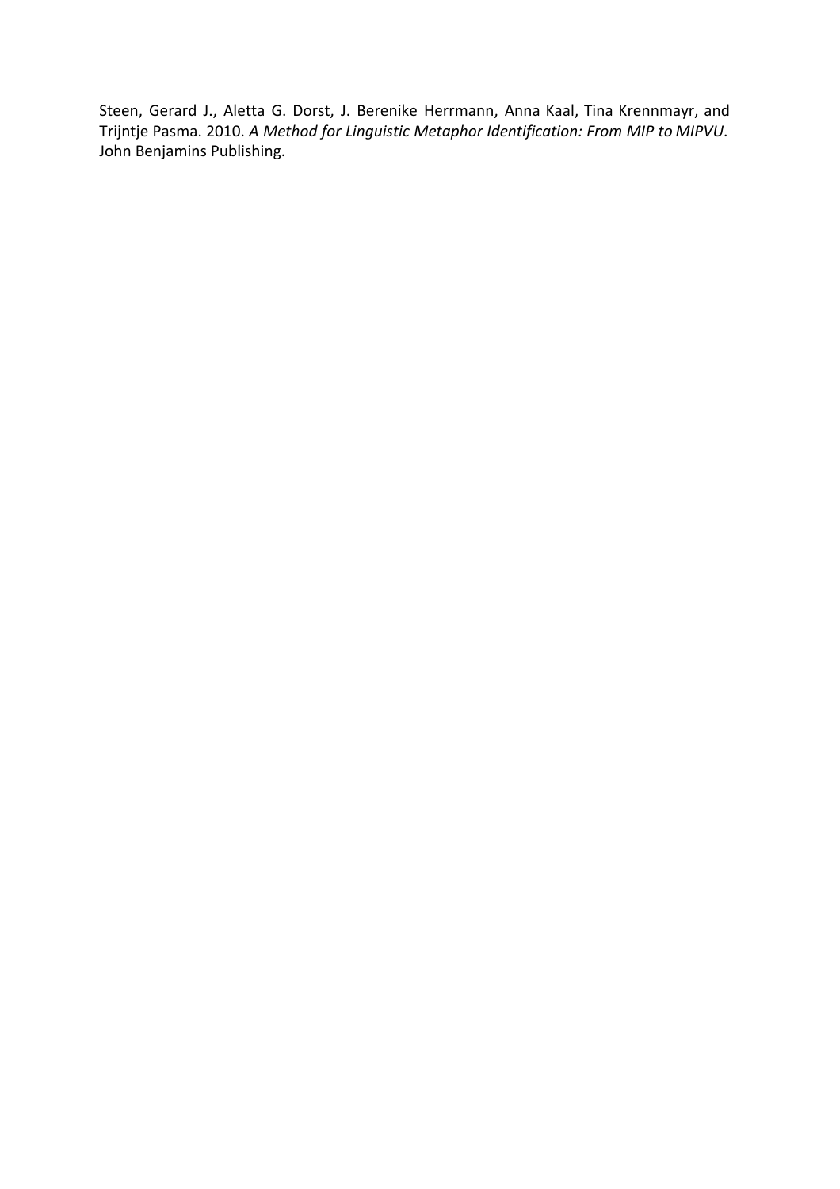Steen, Gerard J., Aletta G. Dorst, J. Berenike Herrmann, Anna Kaal, Tina Krennmayr, and Trijntje Pasma. 2010. *A Method for Linguistic Metaphor Identification: From MIP to MIPVU*. John Benjamins Publishing.